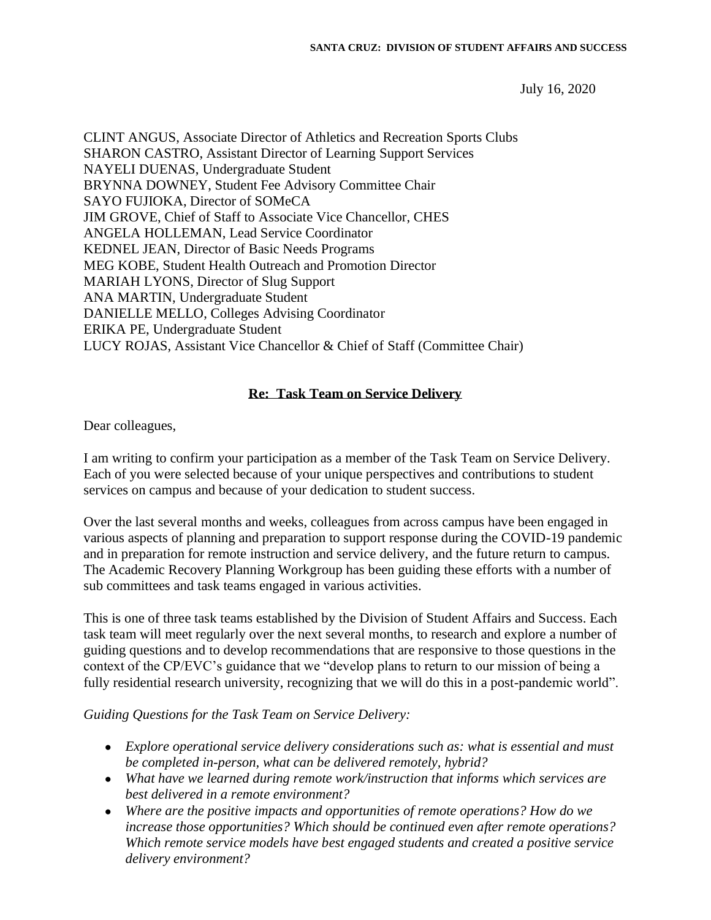**SANTA CRUZ: DIVISION OF STUDENT AFFAIRS AND SUCCESS**

July 16, 2020

CLINT ANGUS, Associate Director of Athletics and Recreation Sports Clubs
SHARON CASTRO, Assistant Director of Learning Support Services
NAYELI DUENAS, Undergraduate Student
BRYNNA DOWNEY, Student Fee Advisory Committee Chair
SAYO FUJIOKA, Director of SOMeCA
JIM GROVE, Chief of Staff to Associate Vice Chancellor, CHES
ANGELA HOLLEMAN, Lead Service Coordinator
KEDNEL JEAN, Director of Basic Needs Programs
MEG KOBE, Student Health Outreach and Promotion Director
MARIAH LYONS, Director of Slug Support
ANA MARTIN, Undergraduate Student
DANIELLE MELLO, Colleges Advising Coordinator
ERIKA PE, Undergraduate Student
LUCY ROJAS, Assistant Vice Chancellor & Chief of Staff (Committee Chair)

**Re: Task Team on Service Delivery**

Dear colleagues,

I am writing to confirm your participation as a member of the Task Team on Service Delivery. Each of you were selected because of your unique perspectives and contributions to student services on campus and because of your dedication to student success.

Over the last several months and weeks, colleagues from across campus have been engaged in various aspects of planning and preparation to support response during the COVID-19 pandemic and in preparation for remote instruction and service delivery, and the future return to campus. The Academic Recovery Planning Workgroup has been guiding these efforts with a number of sub committees and task teams engaged in various activities.

This is one of three task teams established by the Division of Student Affairs and Success. Each task team will meet regularly over the next several months, to research and explore a number of guiding questions and to develop recommendations that are responsive to those questions in the context of the CP/EVC's guidance that we "develop plans to return to our mission of being a fully residential research university, recognizing that we will do this in a post-pandemic world".

*Guiding Questions for the Task Team on Service Delivery:*

- *Explore operational service delivery considerations such as: what is essential and must be completed in-person, what can be delivered remotely, hybrid?*
- *What have we learned during remote work/instruction that informs which services are best delivered in a remote environment?*
- *Where are the positive impacts and opportunities of remote operations? How do we increase those opportunities? Which should be continued even after remote operations? Which remote service models have best engaged students and created a positive service delivery environment?*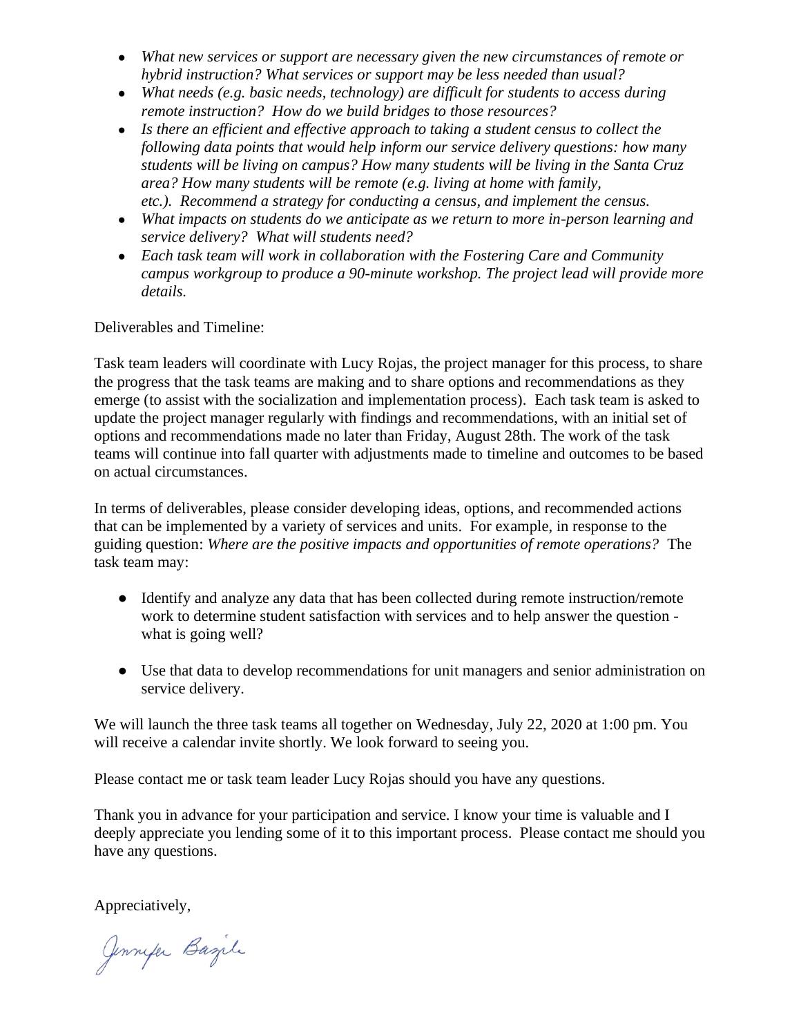- *What new services or support are necessary given the new circumstances of remote or hybrid instruction? What services or support may be less needed than usual?*
- *What needs (e.g. basic needs, technology) are difficult for students to access during remote instruction? How do we build bridges to those resources?*
- *Is there an efficient and effective approach to taking a student census to collect the following data points that would help inform our service delivery questions: how many students will be living on campus? How many students will be living in the Santa Cruz area? How many students will be remote (e.g. living at home with family, etc.). Recommend a strategy for conducting a census, and implement the census.*
- *What impacts on students do we anticipate as we return to more in-person learning and service delivery? What will students need?*
- *Each task team will work in collaboration with the Fostering Care and Community campus workgroup to produce a 90-minute workshop. The project lead will provide more details.*

Deliverables and Timeline:

Task team leaders will coordinate with Lucy Rojas, the project manager for this process, to share the progress that the task teams are making and to share options and recommendations as they emerge (to assist with the socialization and implementation process). Each task team is asked to update the project manager regularly with findings and recommendations, with an initial set of options and recommendations made no later than Friday, August 28th. The work of the task teams will continue into fall quarter with adjustments made to timeline and outcomes to be based on actual circumstances.

In terms of deliverables, please consider developing ideas, options, and recommended actions that can be implemented by a variety of services and units. For example, in response to the guiding question: *Where are the positive impacts and opportunities of remote operations?* The task team may:

- Identify and analyze any data that has been collected during remote instruction/remote work to determine student satisfaction with services and to help answer the question - what is going well?

- Use that data to develop recommendations for unit managers and senior administration on service delivery.

We will launch the three task teams all together on Wednesday, July 22, 2020 at 1:00 pm. You will receive a calendar invite shortly. We look forward to seeing you.

Please contact me or task team leader Lucy Rojas should you have any questions.

Thank you in advance for your participation and service. I know your time is valuable and I deeply appreciate you lending some of it to this important process. Please contact me should you have any questions.

Appreciatively,

Jennifer Baszile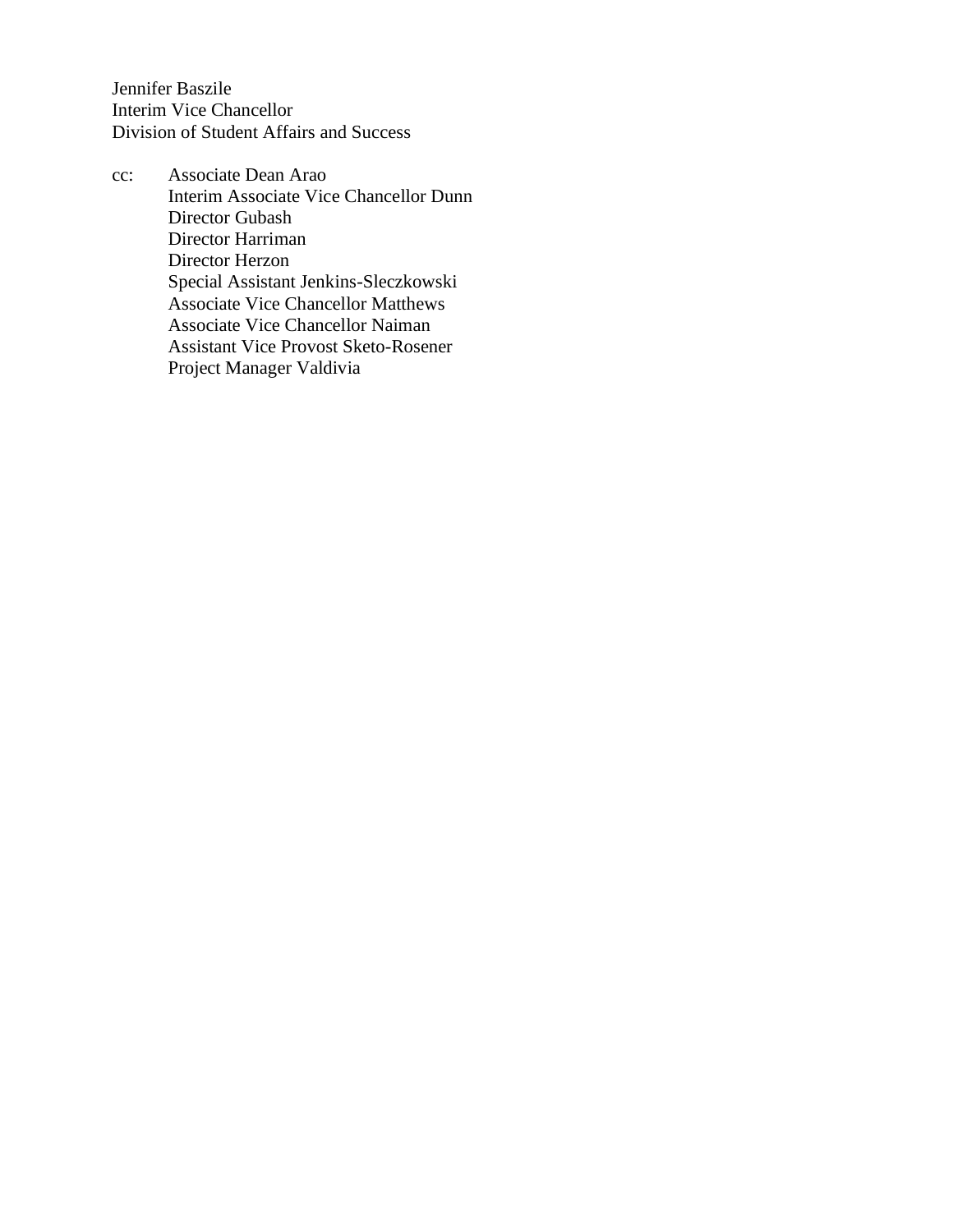Jennifer Baszile
Interim Vice Chancellor
Division of Student Affairs and Success

cc: Associate Dean Arao
Interim Associate Vice Chancellor Dunn
Director Gubash
Director Harriman
Director Herzon
Special Assistant Jenkins-Sleczkowski
Associate Vice Chancellor Matthews
Associate Vice Chancellor Naiman
Assistant Vice Provost Sketo-Rosener
Project Manager Valdivia